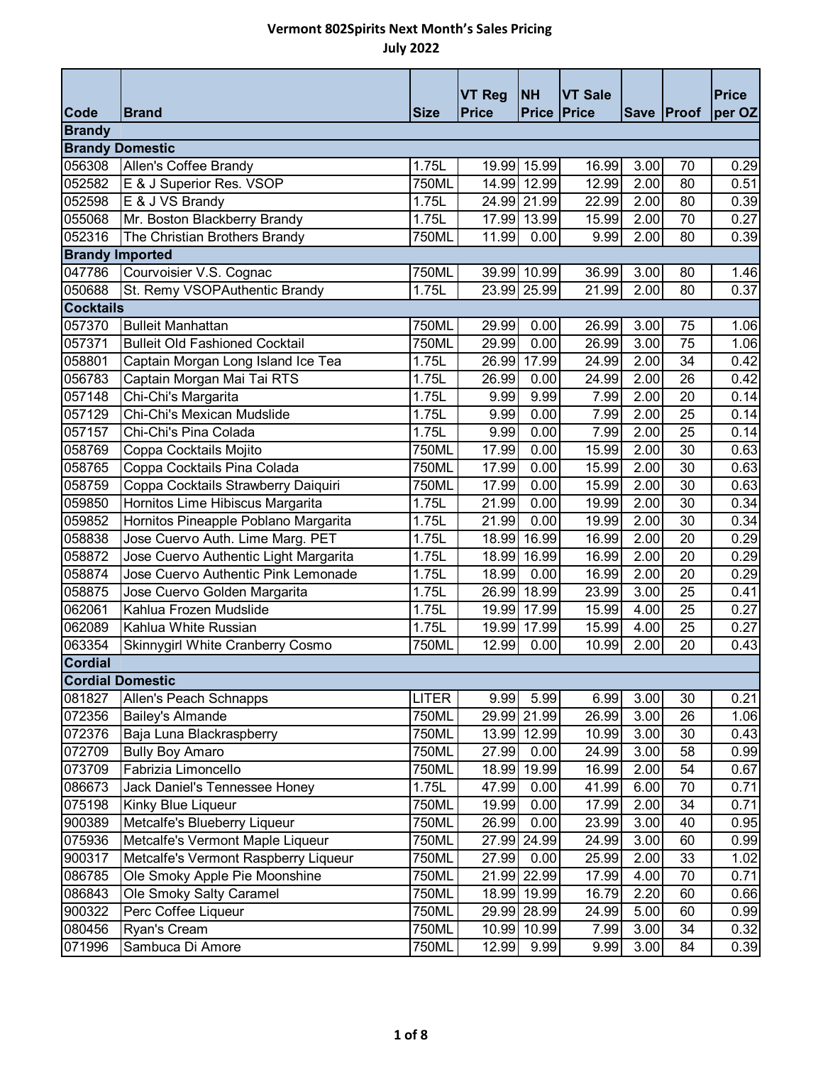# Vermont 802Spirits Next Month's Sales Pricing
## July 2022

| Code | Brand | Size | VT Reg Price | NH Price | VT Sale Price | Save | Proof | Price per OZ |
|---|---|---|---|---|---|---|---|---|
| **Brandy** | | | | | | | | |
| **Brandy Domestic** | | | | | | | | |
| 056308 | Allen's Coffee Brandy | 1.75L | 19.99 | 15.99 | 16.99 | 3.00 | 70 | 0.29 |
| 052582 | E & J Superior Res. VSOP | 750ML | 14.99 | 12.99 | 12.99 | 2.00 | 80 | 0.51 |
| 052598 | E & J VS Brandy | 1.75L | 24.99 | 21.99 | 22.99 | 2.00 | 80 | 0.39 |
| 055068 | Mr. Boston Blackberry Brandy | 1.75L | 17.99 | 13.99 | 15.99 | 2.00 | 70 | 0.27 |
| 052316 | The Christian Brothers Brandy | 750ML | 11.99 | 0.00 | 9.99 | 2.00 | 80 | 0.39 |
| **Brandy Imported** | | | | | | | | |
| 047786 | Courvoisier V.S. Cognac | 750ML | 39.99 | 10.99 | 36.99 | 3.00 | 80 | 1.46 |
| 050688 | St. Remy VSOPAuthentic Brandy | 1.75L | 23.99 | 25.99 | 21.99 | 2.00 | 80 | 0.37 |
| **Cocktails** | | | | | | | | |
| 057370 | Bulleit Manhattan | 750ML | 29.99 | 0.00 | 26.99 | 3.00 | 75 | 1.06 |
| 057371 | Bulleit Old Fashioned Cocktail | 750ML | 29.99 | 0.00 | 26.99 | 3.00 | 75 | 1.06 |
| 058801 | Captain Morgan Long Island Ice Tea | 1.75L | 26.99 | 17.99 | 24.99 | 2.00 | 34 | 0.42 |
| 056783 | Captain Morgan Mai Tai RTS | 1.75L | 26.99 | 0.00 | 24.99 | 2.00 | 26 | 0.42 |
| 057148 | Chi-Chi's Margarita | 1.75L | 9.99 | 9.99 | 7.99 | 2.00 | 20 | 0.14 |
| 057129 | Chi-Chi's Mexican Mudslide | 1.75L | 9.99 | 0.00 | 7.99 | 2.00 | 25 | 0.14 |
| 057157 | Chi-Chi's Pina Colada | 1.75L | 9.99 | 0.00 | 7.99 | 2.00 | 25 | 0.14 |
| 058769 | Coppa Cocktails Mojito | 750ML | 17.99 | 0.00 | 15.99 | 2.00 | 30 | 0.63 |
| 058765 | Coppa Cocktails Pina Colada | 750ML | 17.99 | 0.00 | 15.99 | 2.00 | 30 | 0.63 |
| 058759 | Coppa Cocktails Strawberry Daiquiri | 750ML | 17.99 | 0.00 | 15.99 | 2.00 | 30 | 0.63 |
| 059850 | Hornitos Lime Hibiscus Margarita | 1.75L | 21.99 | 0.00 | 19.99 | 2.00 | 30 | 0.34 |
| 059852 | Hornitos Pineapple Poblano Margarita | 1.75L | 21.99 | 0.00 | 19.99 | 2.00 | 30 | 0.34 |
| 058838 | Jose Cuervo Auth. Lime Marg. PET | 1.75L | 18.99 | 16.99 | 16.99 | 2.00 | 20 | 0.29 |
| 058872 | Jose Cuervo Authentic Light Margarita | 1.75L | 18.99 | 16.99 | 16.99 | 2.00 | 20 | 0.29 |
| 058874 | Jose Cuervo Authentic Pink Lemonade | 1.75L | 18.99 | 0.00 | 16.99 | 2.00 | 20 | 0.29 |
| 058875 | Jose Cuervo Golden Margarita | 1.75L | 26.99 | 18.99 | 23.99 | 3.00 | 25 | 0.41 |
| 062061 | Kahlua Frozen Mudslide | 1.75L | 19.99 | 17.99 | 15.99 | 4.00 | 25 | 0.27 |
| 062089 | Kahlua White Russian | 1.75L | 19.99 | 17.99 | 15.99 | 4.00 | 25 | 0.27 |
| 063354 | Skinnygirl White Cranberry Cosmo | 750ML | 12.99 | 0.00 | 10.99 | 2.00 | 20 | 0.43 |
| **Cordial** | | | | | | | | |
| **Cordial Domestic** | | | | | | | | |
| 081827 | Allen's Peach Schnapps | LITER | 9.99 | 5.99 | 6.99 | 3.00 | 30 | 0.21 |
| 072356 | Bailey's Almande | 750ML | 29.99 | 21.99 | 26.99 | 3.00 | 26 | 1.06 |
| 072376 | Baja Luna Blackraspberry | 750ML | 13.99 | 12.99 | 10.99 | 3.00 | 30 | 0.43 |
| 072709 | Bully Boy Amaro | 750ML | 27.99 | 0.00 | 24.99 | 3.00 | 58 | 0.99 |
| 073709 | Fabrizia Limoncello | 750ML | 18.99 | 19.99 | 16.99 | 2.00 | 54 | 0.67 |
| 086673 | Jack Daniel's Tennessee Honey | 1.75L | 47.99 | 0.00 | 41.99 | 6.00 | 70 | 0.71 |
| 075198 | Kinky Blue Liqueur | 750ML | 19.99 | 0.00 | 17.99 | 2.00 | 34 | 0.71 |
| 900389 | Metcalfe's Blueberry Liqueur | 750ML | 26.99 | 0.00 | 23.99 | 3.00 | 40 | 0.95 |
| 075936 | Metcalfe's Vermont Maple Liqueur | 750ML | 27.99 | 24.99 | 24.99 | 3.00 | 60 | 0.99 |
| 900317 | Metcalfe's Vermont Raspberry Liqueur | 750ML | 27.99 | 0.00 | 25.99 | 2.00 | 33 | 1.02 |
| 086785 | Ole Smoky Apple Pie Moonshine | 750ML | 21.99 | 22.99 | 17.99 | 4.00 | 70 | 0.71 |
| 086843 | Ole Smoky Salty Caramel | 750ML | 18.99 | 19.99 | 16.79 | 2.20 | 60 | 0.66 |
| 900322 | Perc Coffee Liqueur | 750ML | 29.99 | 28.99 | 24.99 | 5.00 | 60 | 0.99 |
| 080456 | Ryan's Cream | 750ML | 10.99 | 10.99 | 7.99 | 3.00 | 34 | 0.32 |
| 071996 | Sambuca Di Amore | 750ML | 12.99 | 9.99 | 9.99 | 3.00 | 84 | 0.39 |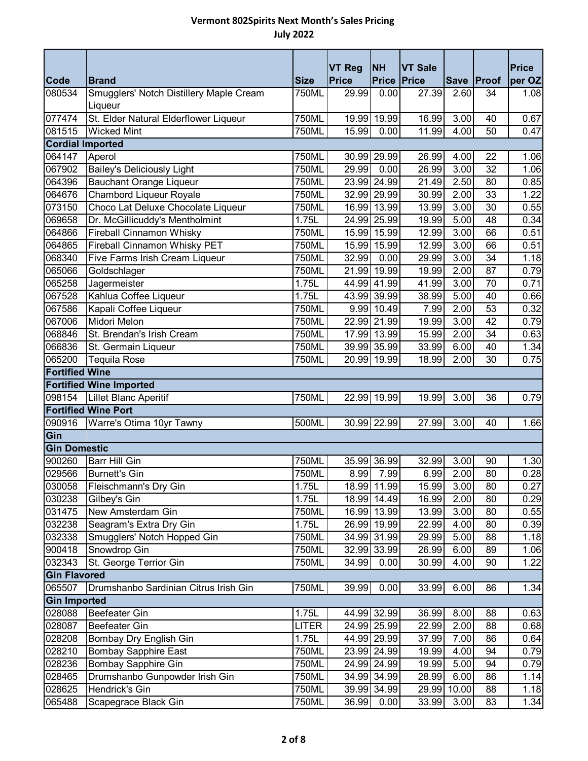# Vermont 802Spirits Next Month's Sales Pricing

## July 2022

| Code | Brand | Size | VT Reg Price | NH Price | VT Sale Price | Save | Proof | Price per OZ |
|---|---|---|---|---|---|---|---|---|
| 080534 | Smugglers' Notch Distillery Maple Cream Liqueur | 750ML | 29.99 | 0.00 | 27.39 | 2.60 | 34 | 1.08 |
| 077474 | St. Elder Natural Elderflower Liqueur | 750ML | 19.99 | 19.99 | 16.99 | 3.00 | 40 | 0.67 |
| 081515 | Wicked Mint | 750ML | 15.99 | 0.00 | 11.99 | 4.00 | 50 | 0.47 |
| **Cordial Imported** | | | | | | | | |
| 064147 | Aperol | 750ML | 30.99 | 29.99 | 26.99 | 4.00 | 22 | 1.06 |
| 067902 | Bailey's Deliciously Light | 750ML | 29.99 | 0.00 | 26.99 | 3.00 | 32 | 1.06 |
| 064396 | Bauchant Orange Liqueur | 750ML | 23.99 | 24.99 | 21.49 | 2.50 | 80 | 0.85 |
| 064676 | Chambord Liqueur Royale | 750ML | 32.99 | 29.99 | 30.99 | 2.00 | 33 | 1.22 |
| 073150 | Choco Lat Deluxe Chocolate Liqueur | 750ML | 16.99 | 13.99 | 13.99 | 3.00 | 30 | 0.55 |
| 069658 | Dr. McGillicuddy's Mentholmint | 1.75L | 24.99 | 25.99 | 19.99 | 5.00 | 48 | 0.34 |
| 064866 | Fireball Cinnamon Whisky | 750ML | 15.99 | 15.99 | 12.99 | 3.00 | 66 | 0.51 |
| 064865 | Fireball Cinnamon Whisky PET | 750ML | 15.99 | 15.99 | 12.99 | 3.00 | 66 | 0.51 |
| 068340 | Five Farms Irish Cream Liqueur | 750ML | 32.99 | 0.00 | 29.99 | 3.00 | 34 | 1.18 |
| 065066 | Goldschlager | 750ML | 21.99 | 19.99 | 19.99 | 2.00 | 87 | 0.79 |
| 065258 | Jagermeister | 1.75L | 44.99 | 41.99 | 41.99 | 3.00 | 70 | 0.71 |
| 067528 | Kahlua Coffee Liqueur | 1.75L | 43.99 | 39.99 | 38.99 | 5.00 | 40 | 0.66 |
| 067586 | Kapali Coffee Liqueur | 750ML | 9.99 | 10.49 | 7.99 | 2.00 | 53 | 0.32 |
| 067006 | Midori Melon | 750ML | 22.99 | 21.99 | 19.99 | 3.00 | 42 | 0.79 |
| 068846 | St. Brendan's Irish Cream | 750ML | 17.99 | 13.99 | 15.99 | 2.00 | 34 | 0.63 |
| 066836 | St. Germain Liqueur | 750ML | 39.99 | 35.99 | 33.99 | 6.00 | 40 | 1.34 |
| 065200 | Tequila Rose | 750ML | 20.99 | 19.99 | 18.99 | 2.00 | 30 | 0.75 |
| **Fortified Wine** | | | | | | | | |
| **Fortified Wine Imported** | | | | | | | | |
| 098154 | Lillet Blanc Aperitif | 750ML | 22.99 | 19.99 | 19.99 | 3.00 | 36 | 0.79 |
| **Fortified Wine Port** | | | | | | | | |
| 090916 | Warre's Otima 10yr Tawny | 500ML | 30.99 | 22.99 | 27.99 | 3.00 | 40 | 1.66 |
| **Gin** | | | | | | | | |
| **Gin Domestic** | | | | | | | | |
| 900260 | Barr Hill Gin | 750ML | 35.99 | 36.99 | 32.99 | 3.00 | 90 | 1.30 |
| 029566 | Burnett's Gin | 750ML | 8.99 | 7.99 | 6.99 | 2.00 | 80 | 0.28 |
| 030058 | Fleischmann's Dry Gin | 1.75L | 18.99 | 11.99 | 15.99 | 3.00 | 80 | 0.27 |
| 030238 | Gilbey's Gin | 1.75L | 18.99 | 14.49 | 16.99 | 2.00 | 80 | 0.29 |
| 031475 | New Amsterdam Gin | 750ML | 16.99 | 13.99 | 13.99 | 3.00 | 80 | 0.55 |
| 032238 | Seagram's Extra Dry Gin | 1.75L | 26.99 | 19.99 | 22.99 | 4.00 | 80 | 0.39 |
| 032338 | Smugglers' Notch Hopped Gin | 750ML | 34.99 | 31.99 | 29.99 | 5.00 | 88 | 1.18 |
| 900418 | Snowdrop Gin | 750ML | 32.99 | 33.99 | 26.99 | 6.00 | 89 | 1.06 |
| 032343 | St. George Terrior Gin | 750ML | 34.99 | 0.00 | 30.99 | 4.00 | 90 | 1.22 |
| **Gin Flavored** | | | | | | | | |
| 065507 | Drumshanbo Sardinian Citrus Irish Gin | 750ML | 39.99 | 0.00 | 33.99 | 6.00 | 86 | 1.34 |
| **Gin Imported** | | | | | | | | |
| 028088 | Beefeater Gin | 1.75L | 44.99 | 32.99 | 36.99 | 8.00 | 88 | 0.63 |
| 028087 | Beefeater Gin | LITER | 24.99 | 25.99 | 22.99 | 2.00 | 88 | 0.68 |
| 028208 | Bombay Dry English Gin | 1.75L | 44.99 | 29.99 | 37.99 | 7.00 | 86 | 0.64 |
| 028210 | Bombay Sapphire East | 750ML | 23.99 | 24.99 | 19.99 | 4.00 | 94 | 0.79 |
| 028236 | Bombay Sapphire Gin | 750ML | 24.99 | 24.99 | 19.99 | 5.00 | 94 | 0.79 |
| 028465 | Drumshanbo Gunpowder Irish Gin | 750ML | 34.99 | 34.99 | 28.99 | 6.00 | 86 | 1.14 |
| 028625 | Hendrick's Gin | 750ML | 39.99 | 34.99 | 29.99 | 10.00 | 88 | 1.18 |
| 065488 | Scapegrace Black Gin | 750ML | 36.99 | 0.00 | 33.99 | 3.00 | 83 | 1.34 |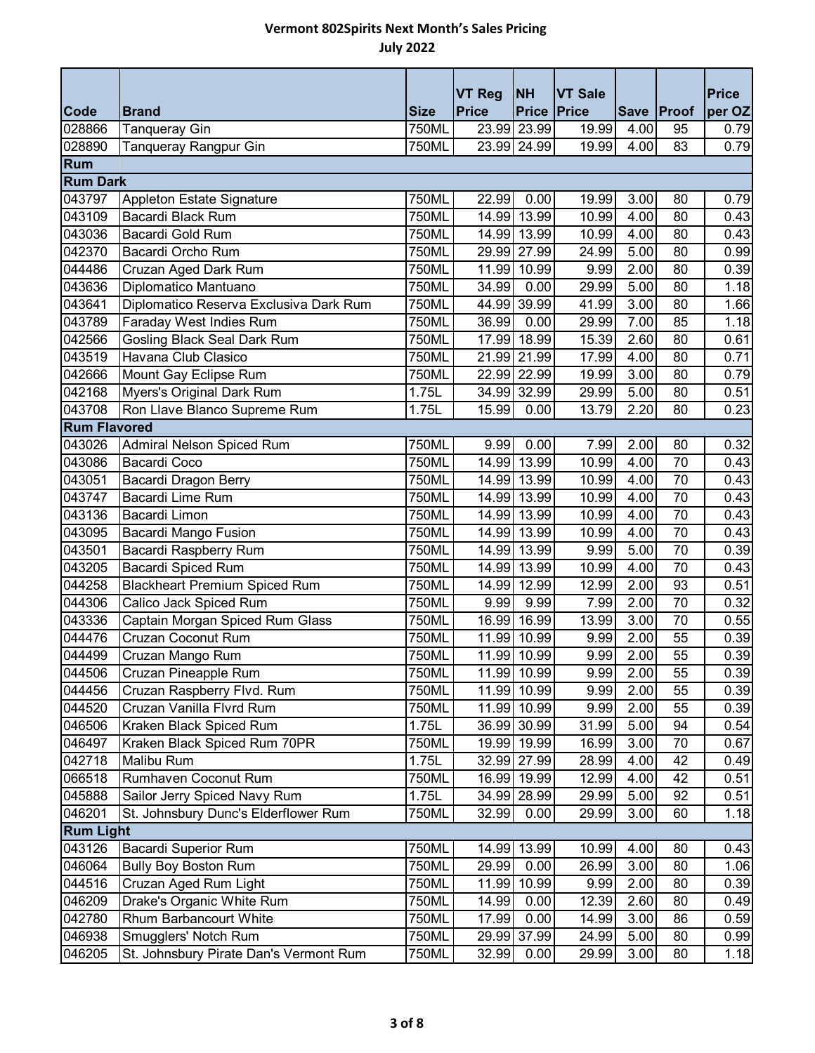# Vermont 802Spirits Next Month's Sales Pricing
## July 2022

| Code | Brand | Size | VT Reg Price | NH Price | VT Sale Price | Save | Proof | Price per OZ |
|---|---|---|---|---|---|---|---|---|
| 028866 | Tanqueray Gin | 750ML | 23.99 | 23.99 | 19.99 | 4.00 | 95 | 0.79 |
| 028890 | Tanqueray Rangpur Gin | 750ML | 23.99 | 24.99 | 19.99 | 4.00 | 83 | 0.79 |
| **Rum** | | | | | | | | |
| **Rum Dark** | | | | | | | | |
| 043797 | Appleton Estate Signature | 750ML | 22.99 | 0.00 | 19.99 | 3.00 | 80 | 0.79 |
| 043109 | Bacardi Black Rum | 750ML | 14.99 | 13.99 | 10.99 | 4.00 | 80 | 0.43 |
| 043036 | Bacardi Gold Rum | 750ML | 14.99 | 13.99 | 10.99 | 4.00 | 80 | 0.43 |
| 042370 | Bacardi Orcho Rum | 750ML | 29.99 | 27.99 | 24.99 | 5.00 | 80 | 0.99 |
| 044486 | Cruzan Aged Dark Rum | 750ML | 11.99 | 10.99 | 9.99 | 2.00 | 80 | 0.39 |
| 043636 | Diplomatico Mantuano | 750ML | 34.99 | 0.00 | 29.99 | 5.00 | 80 | 1.18 |
| 043641 | Diplomatico Reserva Exclusiva Dark Rum | 750ML | 44.99 | 39.99 | 41.99 | 3.00 | 80 | 1.66 |
| 043789 | Faraday West Indies Rum | 750ML | 36.99 | 0.00 | 29.99 | 7.00 | 85 | 1.18 |
| 042566 | Gosling Black Seal Dark Rum | 750ML | 17.99 | 18.99 | 15.39 | 2.60 | 80 | 0.61 |
| 043519 | Havana Club Clasico | 750ML | 21.99 | 21.99 | 17.99 | 4.00 | 80 | 0.71 |
| 042666 | Mount Gay Eclipse Rum | 750ML | 22.99 | 22.99 | 19.99 | 3.00 | 80 | 0.79 |
| 042168 | Myers's Original Dark Rum | 1.75L | 34.99 | 32.99 | 29.99 | 5.00 | 80 | 0.51 |
| 043708 | Ron Llave Blanco Supreme Rum | 1.75L | 15.99 | 0.00 | 13.79 | 2.20 | 80 | 0.23 |
| **Rum Flavored** | | | | | | | | |
| 043026 | Admiral Nelson Spiced Rum | 750ML | 9.99 | 0.00 | 7.99 | 2.00 | 80 | 0.32 |
| 043086 | Bacardi Coco | 750ML | 14.99 | 13.99 | 10.99 | 4.00 | 70 | 0.43 |
| 043051 | Bacardi Dragon Berry | 750ML | 14.99 | 13.99 | 10.99 | 4.00 | 70 | 0.43 |
| 043747 | Bacardi Lime Rum | 750ML | 14.99 | 13.99 | 10.99 | 4.00 | 70 | 0.43 |
| 043136 | Bacardi Limon | 750ML | 14.99 | 13.99 | 10.99 | 4.00 | 70 | 0.43 |
| 043095 | Bacardi Mango Fusion | 750ML | 14.99 | 13.99 | 10.99 | 4.00 | 70 | 0.43 |
| 043501 | Bacardi Raspberry Rum | 750ML | 14.99 | 13.99 | 9.99 | 5.00 | 70 | 0.39 |
| 043205 | Bacardi Spiced Rum | 750ML | 14.99 | 13.99 | 10.99 | 4.00 | 70 | 0.43 |
| 044258 | Blackheart Premium Spiced Rum | 750ML | 14.99 | 12.99 | 12.99 | 2.00 | 93 | 0.51 |
| 044306 | Calico Jack Spiced Rum | 750ML | 9.99 | 9.99 | 7.99 | 2.00 | 70 | 0.32 |
| 043336 | Captain Morgan Spiced Rum Glass | 750ML | 16.99 | 16.99 | 13.99 | 3.00 | 70 | 0.55 |
| 044476 | Cruzan Coconut Rum | 750ML | 11.99 | 10.99 | 9.99 | 2.00 | 55 | 0.39 |
| 044499 | Cruzan Mango Rum | 750ML | 11.99 | 10.99 | 9.99 | 2.00 | 55 | 0.39 |
| 044506 | Cruzan Pineapple Rum | 750ML | 11.99 | 10.99 | 9.99 | 2.00 | 55 | 0.39 |
| 044456 | Cruzan Raspberry Flvd. Rum | 750ML | 11.99 | 10.99 | 9.99 | 2.00 | 55 | 0.39 |
| 044520 | Cruzan Vanilla Flvrd Rum | 750ML | 11.99 | 10.99 | 9.99 | 2.00 | 55 | 0.39 |
| 046506 | Kraken Black Spiced Rum | 1.75L | 36.99 | 30.99 | 31.99 | 5.00 | 94 | 0.54 |
| 046497 | Kraken Black Spiced Rum 70PR | 750ML | 19.99 | 19.99 | 16.99 | 3.00 | 70 | 0.67 |
| 042718 | Malibu Rum | 1.75L | 32.99 | 27.99 | 28.99 | 4.00 | 42 | 0.49 |
| 066518 | Rumhaven Coconut Rum | 750ML | 16.99 | 19.99 | 12.99 | 4.00 | 42 | 0.51 |
| 045888 | Sailor Jerry Spiced Navy Rum | 1.75L | 34.99 | 28.99 | 29.99 | 5.00 | 92 | 0.51 |
| 046201 | St. Johnsbury Dunc's Elderflower Rum | 750ML | 32.99 | 0.00 | 29.99 | 3.00 | 60 | 1.18 |
| **Rum Light** | | | | | | | | |
| 043126 | Bacardi Superior Rum | 750ML | 14.99 | 13.99 | 10.99 | 4.00 | 80 | 0.43 |
| 046064 | Bully Boy Boston Rum | 750ML | 29.99 | 0.00 | 26.99 | 3.00 | 80 | 1.06 |
| 044516 | Cruzan Aged Rum Light | 750ML | 11.99 | 10.99 | 9.99 | 2.00 | 80 | 0.39 |
| 046209 | Drake's Organic White Rum | 750ML | 14.99 | 0.00 | 12.39 | 2.60 | 80 | 0.49 |
| 042780 | Rhum Barbancourt White | 750ML | 17.99 | 0.00 | 14.99 | 3.00 | 86 | 0.59 |
| 046938 | Smugglers' Notch Rum | 750ML | 29.99 | 37.99 | 24.99 | 5.00 | 80 | 0.99 |
| 046205 | St. Johnsbury Pirate Dan's Vermont Rum | 750ML | 32.99 | 0.00 | 29.99 | 3.00 | 80 | 1.18 |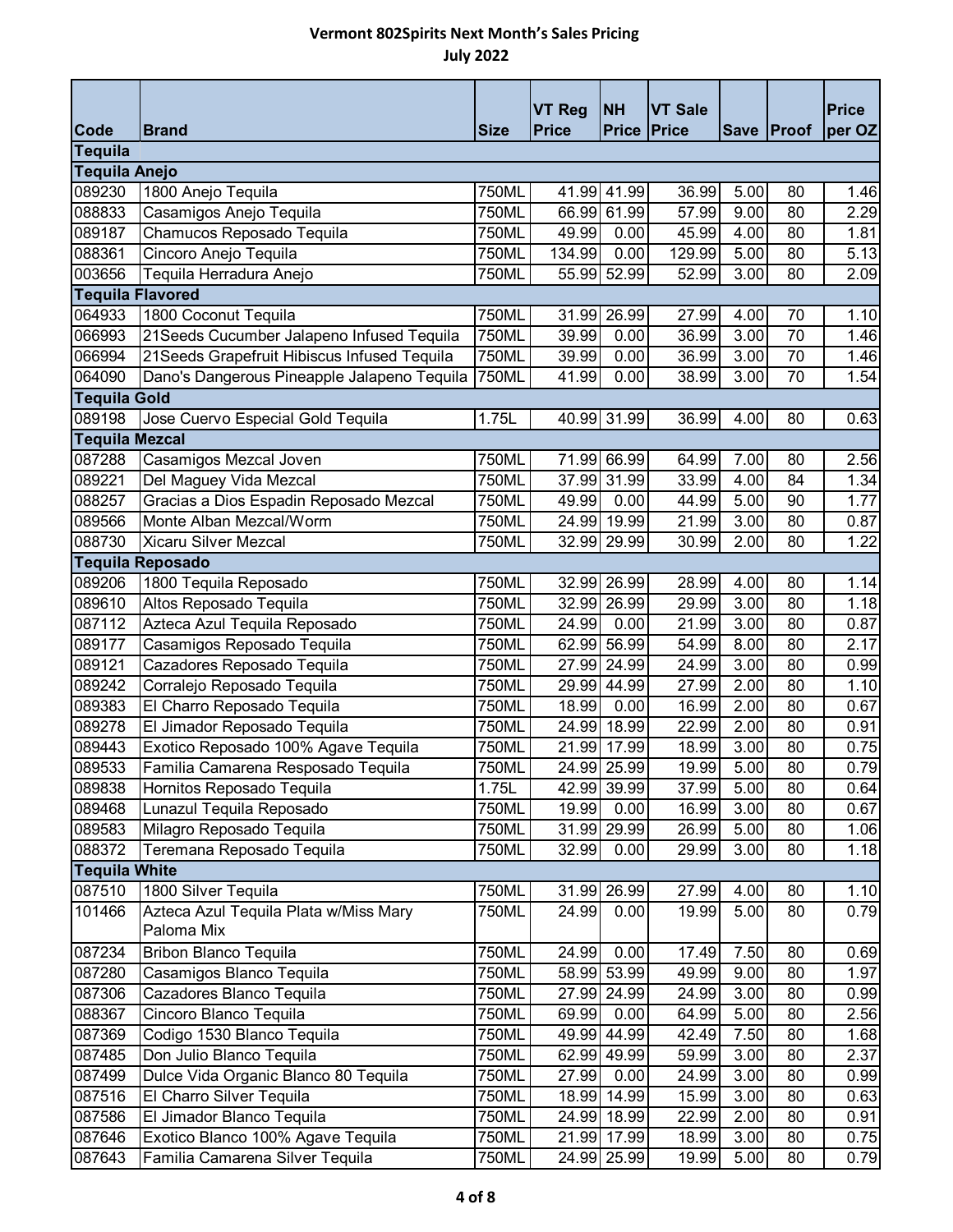**Vermont 802Spirits Next Month's Sales Pricing**

**July 2022**

| Code | Brand | Size | VT Reg Price | NH Price | VT Sale Price | Save | Proof | Price per OZ |
|---|---|---|---|---|---|---|---|---|
| **Tequila** | | | | | | | | |
| **Tequila Anejo** | | | | | | | | |
| 089230 | 1800 Anejo Tequila | 750ML | 41.99 | 41.99 | 36.99 | 5.00 | 80 | 1.46 |
| 088833 | Casamigos Anejo Tequila | 750ML | 66.99 | 61.99 | 57.99 | 9.00 | 80 | 2.29 |
| 089187 | Chamucos Reposado Tequila | 750ML | 49.99 | 0.00 | 45.99 | 4.00 | 80 | 1.81 |
| 088361 | Cincoro Anejo Tequila | 750ML | 134.99 | 0.00 | 129.99 | 5.00 | 80 | 5.13 |
| 003656 | Tequila Herradura Anejo | 750ML | 55.99 | 52.99 | 52.99 | 3.00 | 80 | 2.09 |
| **Tequila Flavored** | | | | | | | | |
| 064933 | 1800 Coconut Tequila | 750ML | 31.99 | 26.99 | 27.99 | 4.00 | 70 | 1.10 |
| 066993 | 21Seeds Cucumber Jalapeno Infused Tequila | 750ML | 39.99 | 0.00 | 36.99 | 3.00 | 70 | 1.46 |
| 066994 | 21Seeds Grapefruit Hibiscus Infused Tequila | 750ML | 39.99 | 0.00 | 36.99 | 3.00 | 70 | 1.46 |
| 064090 | Dano's Dangerous Pineapple Jalapeno Tequila | 750ML | 41.99 | 0.00 | 38.99 | 3.00 | 70 | 1.54 |
| **Tequila Gold** | | | | | | | | |
| 089198 | Jose Cuervo Especial Gold Tequila | 1.75L | 40.99 | 31.99 | 36.99 | 4.00 | 80 | 0.63 |
| **Tequila Mezcal** | | | | | | | | |
| 087288 | Casamigos Mezcal Joven | 750ML | 71.99 | 66.99 | 64.99 | 7.00 | 80 | 2.56 |
| 089221 | Del Maguey Vida Mezcal | 750ML | 37.99 | 31.99 | 33.99 | 4.00 | 84 | 1.34 |
| 088257 | Gracias a Dios Espadin Reposado Mezcal | 750ML | 49.99 | 0.00 | 44.99 | 5.00 | 90 | 1.77 |
| 089566 | Monte Alban Mezcal/Worm | 750ML | 24.99 | 19.99 | 21.99 | 3.00 | 80 | 0.87 |
| 088730 | Xicaru Silver Mezcal | 750ML | 32.99 | 29.99 | 30.99 | 2.00 | 80 | 1.22 |
| **Tequila Reposado** | | | | | | | | |
| 089206 | 1800 Tequila Reposado | 750ML | 32.99 | 26.99 | 28.99 | 4.00 | 80 | 1.14 |
| 089610 | Altos Reposado Tequila | 750ML | 32.99 | 26.99 | 29.99 | 3.00 | 80 | 1.18 |
| 087112 | Azteca Azul Tequila Reposado | 750ML | 24.99 | 0.00 | 21.99 | 3.00 | 80 | 0.87 |
| 089177 | Casamigos Reposado Tequila | 750ML | 62.99 | 56.99 | 54.99 | 8.00 | 80 | 2.17 |
| 089121 | Cazadores Reposado Tequila | 750ML | 27.99 | 24.99 | 24.99 | 3.00 | 80 | 0.99 |
| 089242 | Corralejo Reposado Tequila | 750ML | 29.99 | 44.99 | 27.99 | 2.00 | 80 | 1.10 |
| 089383 | El Charro Reposado Tequila | 750ML | 18.99 | 0.00 | 16.99 | 2.00 | 80 | 0.67 |
| 089278 | El Jimador Reposado Tequila | 750ML | 24.99 | 18.99 | 22.99 | 2.00 | 80 | 0.91 |
| 089443 | Exotico Reposado 100% Agave Tequila | 750ML | 21.99 | 17.99 | 18.99 | 3.00 | 80 | 0.75 |
| 089533 | Familia Camarena Resposado Tequila | 750ML | 24.99 | 25.99 | 19.99 | 5.00 | 80 | 0.79 |
| 089838 | Hornitos Reposado Tequila | 1.75L | 42.99 | 39.99 | 37.99 | 5.00 | 80 | 0.64 |
| 089468 | Lunazul Tequila Reposado | 750ML | 19.99 | 0.00 | 16.99 | 3.00 | 80 | 0.67 |
| 089583 | Milagro Reposado Tequila | 750ML | 31.99 | 29.99 | 26.99 | 5.00 | 80 | 1.06 |
| 088372 | Teremana Reposado Tequila | 750ML | 32.99 | 0.00 | 29.99 | 3.00 | 80 | 1.18 |
| **Tequila White** | | | | | | | | |
| 087510 | 1800 Silver Tequila | 750ML | 31.99 | 26.99 | 27.99 | 4.00 | 80 | 1.10 |
| 101466 | Azteca Azul Tequila Plata w/Miss Mary Paloma Mix | 750ML | 24.99 | 0.00 | 19.99 | 5.00 | 80 | 0.79 |
| 087234 | Bribon Blanco Tequila | 750ML | 24.99 | 0.00 | 17.49 | 7.50 | 80 | 0.69 |
| 087280 | Casamigos Blanco Tequila | 750ML | 58.99 | 53.99 | 49.99 | 9.00 | 80 | 1.97 |
| 087306 | Cazadores Blanco Tequila | 750ML | 27.99 | 24.99 | 24.99 | 3.00 | 80 | 0.99 |
| 088367 | Cincoro Blanco Tequila | 750ML | 69.99 | 0.00 | 64.99 | 5.00 | 80 | 2.56 |
| 087369 | Codigo 1530 Blanco Tequila | 750ML | 49.99 | 44.99 | 42.49 | 7.50 | 80 | 1.68 |
| 087485 | Don Julio Blanco Tequila | 750ML | 62.99 | 49.99 | 59.99 | 3.00 | 80 | 2.37 |
| 087499 | Dulce Vida Organic Blanco 80 Tequila | 750ML | 27.99 | 0.00 | 24.99 | 3.00 | 80 | 0.99 |
| 087516 | El Charro Silver Tequila | 750ML | 18.99 | 14.99 | 15.99 | 3.00 | 80 | 0.63 |
| 087586 | El Jimador Blanco Tequila | 750ML | 24.99 | 18.99 | 22.99 | 2.00 | 80 | 0.91 |
| 087646 | Exotico Blanco 100% Agave Tequila | 750ML | 21.99 | 17.99 | 18.99 | 3.00 | 80 | 0.75 |
| 087643 | Familia Camarena Silver Tequila | 750ML | 24.99 | 25.99 | 19.99 | 5.00 | 80 | 0.79 |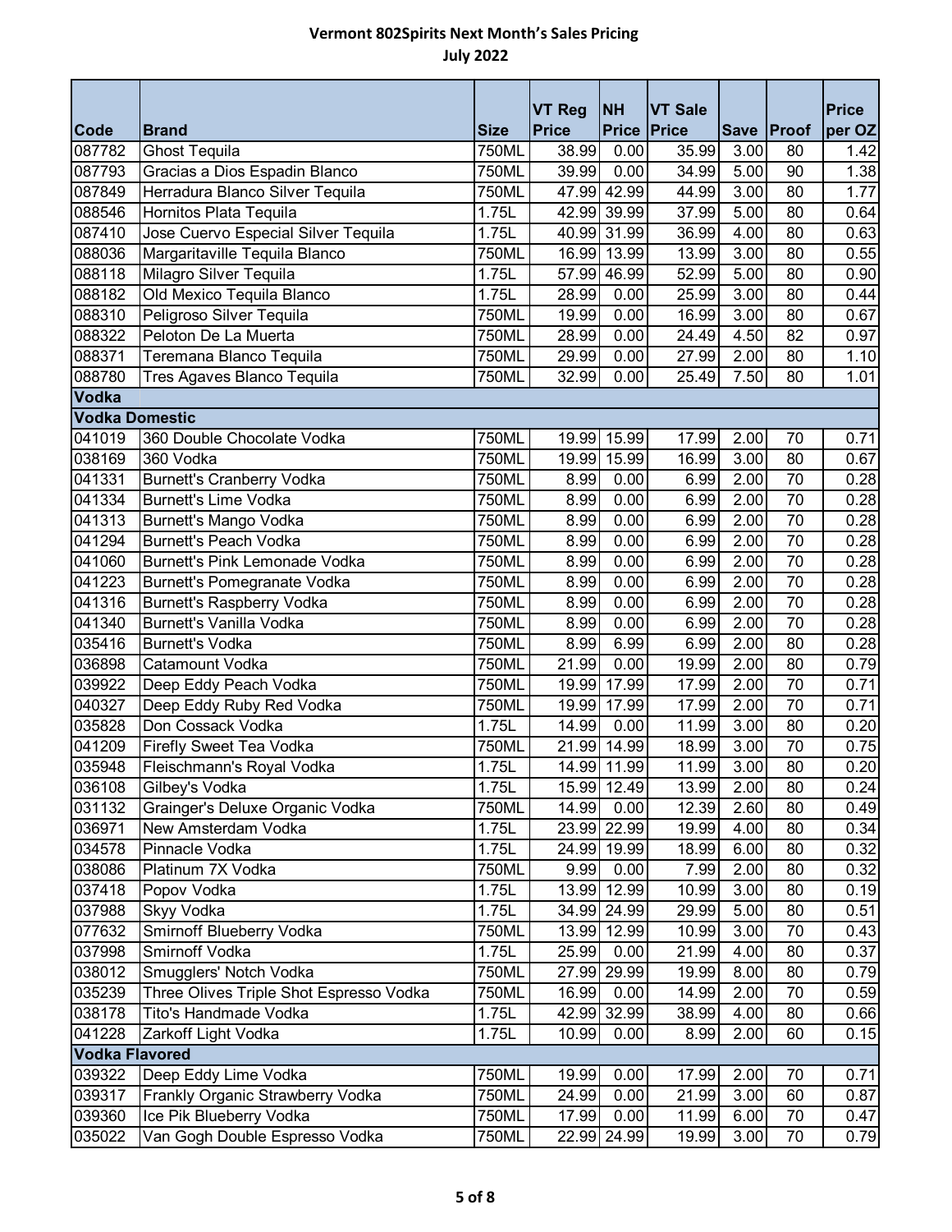**Vermont 802Spirits Next Month's Sales Pricing**

**July 2022**

| Code | Brand | Size | VT Reg Price | NH Price | VT Sale Price | Save | Proof | Price per OZ |
|---|---|---|---|---|---|---|---|---|
| 087782 | Ghost Tequila | 750ML | 38.99 | 0.00 | 35.99 | 3.00 | 80 | 1.42 |
| 087793 | Gracias a Dios Espadin Blanco | 750ML | 39.99 | 0.00 | 34.99 | 5.00 | 90 | 1.38 |
| 087849 | Herradura Blanco Silver Tequila | 750ML | 47.99 | 42.99 | 44.99 | 3.00 | 80 | 1.77 |
| 088546 | Hornitos Plata Tequila | 1.75L | 42.99 | 39.99 | 37.99 | 5.00 | 80 | 0.64 |
| 087410 | Jose Cuervo Especial Silver Tequila | 1.75L | 40.99 | 31.99 | 36.99 | 4.00 | 80 | 0.63 |
| 088036 | Margaritaville Tequila Blanco | 750ML | 16.99 | 13.99 | 13.99 | 3.00 | 80 | 0.55 |
| 088118 | Milagro Silver Tequila | 1.75L | 57.99 | 46.99 | 52.99 | 5.00 | 80 | 0.90 |
| 088182 | Old Mexico Tequila Blanco | 1.75L | 28.99 | 0.00 | 25.99 | 3.00 | 80 | 0.44 |
| 088310 | Peligroso Silver Tequila | 750ML | 19.99 | 0.00 | 16.99 | 3.00 | 80 | 0.67 |
| 088322 | Peloton De La Muerta | 750ML | 28.99 | 0.00 | 24.49 | 4.50 | 82 | 0.97 |
| 088371 | Teremana Blanco Tequila | 750ML | 29.99 | 0.00 | 27.99 | 2.00 | 80 | 1.10 |
| 088780 | Tres Agaves Blanco Tequila | 750ML | 32.99 | 0.00 | 25.49 | 7.50 | 80 | 1.01 |
| **Vodka** | | | | | | | | |
| **Vodka Domestic** | | | | | | | | |
| 041019 | 360 Double Chocolate Vodka | 750ML | 19.99 | 15.99 | 17.99 | 2.00 | 70 | 0.71 |
| 038169 | 360 Vodka | 750ML | 19.99 | 15.99 | 16.99 | 3.00 | 80 | 0.67 |
| 041331 | Burnett's Cranberry Vodka | 750ML | 8.99 | 0.00 | 6.99 | 2.00 | 70 | 0.28 |
| 041334 | Burnett's Lime Vodka | 750ML | 8.99 | 0.00 | 6.99 | 2.00 | 70 | 0.28 |
| 041313 | Burnett's Mango Vodka | 750ML | 8.99 | 0.00 | 6.99 | 2.00 | 70 | 0.28 |
| 041294 | Burnett's Peach Vodka | 750ML | 8.99 | 0.00 | 6.99 | 2.00 | 70 | 0.28 |
| 041060 | Burnett's Pink Lemonade Vodka | 750ML | 8.99 | 0.00 | 6.99 | 2.00 | 70 | 0.28 |
| 041223 | Burnett's Pomegranate Vodka | 750ML | 8.99 | 0.00 | 6.99 | 2.00 | 70 | 0.28 |
| 041316 | Burnett's Raspberry Vodka | 750ML | 8.99 | 0.00 | 6.99 | 2.00 | 70 | 0.28 |
| 041340 | Burnett's Vanilla Vodka | 750ML | 8.99 | 0.00 | 6.99 | 2.00 | 70 | 0.28 |
| 035416 | Burnett's Vodka | 750ML | 8.99 | 6.99 | 6.99 | 2.00 | 80 | 0.28 |
| 036898 | Catamount Vodka | 750ML | 21.99 | 0.00 | 19.99 | 2.00 | 80 | 0.79 |
| 039922 | Deep Eddy Peach Vodka | 750ML | 19.99 | 17.99 | 17.99 | 2.00 | 70 | 0.71 |
| 040327 | Deep Eddy Ruby Red Vodka | 750ML | 19.99 | 17.99 | 17.99 | 2.00 | 70 | 0.71 |
| 035828 | Don Cossack Vodka | 1.75L | 14.99 | 0.00 | 11.99 | 3.00 | 80 | 0.20 |
| 041209 | Firefly Sweet Tea Vodka | 750ML | 21.99 | 14.99 | 18.99 | 3.00 | 70 | 0.75 |
| 035948 | Fleischmann's Royal Vodka | 1.75L | 14.99 | 11.99 | 11.99 | 3.00 | 80 | 0.20 |
| 036108 | Gilbey's Vodka | 1.75L | 15.99 | 12.49 | 13.99 | 2.00 | 80 | 0.24 |
| 031132 | Grainger's Deluxe Organic Vodka | 750ML | 14.99 | 0.00 | 12.39 | 2.60 | 80 | 0.49 |
| 036971 | New Amsterdam Vodka | 1.75L | 23.99 | 22.99 | 19.99 | 4.00 | 80 | 0.34 |
| 034578 | Pinnacle Vodka | 1.75L | 24.99 | 19.99 | 18.99 | 6.00 | 80 | 0.32 |
| 038086 | Platinum 7X Vodka | 750ML | 9.99 | 0.00 | 7.99 | 2.00 | 80 | 0.32 |
| 037418 | Popov Vodka | 1.75L | 13.99 | 12.99 | 10.99 | 3.00 | 80 | 0.19 |
| 037988 | Skyy Vodka | 1.75L | 34.99 | 24.99 | 29.99 | 5.00 | 80 | 0.51 |
| 077632 | Smirnoff Blueberry Vodka | 750ML | 13.99 | 12.99 | 10.99 | 3.00 | 70 | 0.43 |
| 037998 | Smirnoff Vodka | 1.75L | 25.99 | 0.00 | 21.99 | 4.00 | 80 | 0.37 |
| 038012 | Smugglers' Notch Vodka | 750ML | 27.99 | 29.99 | 19.99 | 8.00 | 80 | 0.79 |
| 035239 | Three Olives Triple Shot Espresso Vodka | 750ML | 16.99 | 0.00 | 14.99 | 2.00 | 70 | 0.59 |
| 038178 | Tito's Handmade Vodka | 1.75L | 42.99 | 32.99 | 38.99 | 4.00 | 80 | 0.66 |
| 041228 | Zarkoff Light Vodka | 1.75L | 10.99 | 0.00 | 8.99 | 2.00 | 60 | 0.15 |
| **Vodka Flavored** | | | | | | | | |
| 039322 | Deep Eddy Lime Vodka | 750ML | 19.99 | 0.00 | 17.99 | 2.00 | 70 | 0.71 |
| 039317 | Frankly Organic Strawberry Vodka | 750ML | 24.99 | 0.00 | 21.99 | 3.00 | 60 | 0.87 |
| 039360 | Ice Pik Blueberry Vodka | 750ML | 17.99 | 0.00 | 11.99 | 6.00 | 70 | 0.47 |
| 035022 | Van Gogh Double Espresso Vodka | 750ML | 22.99 | 24.99 | 19.99 | 3.00 | 70 | 0.79 |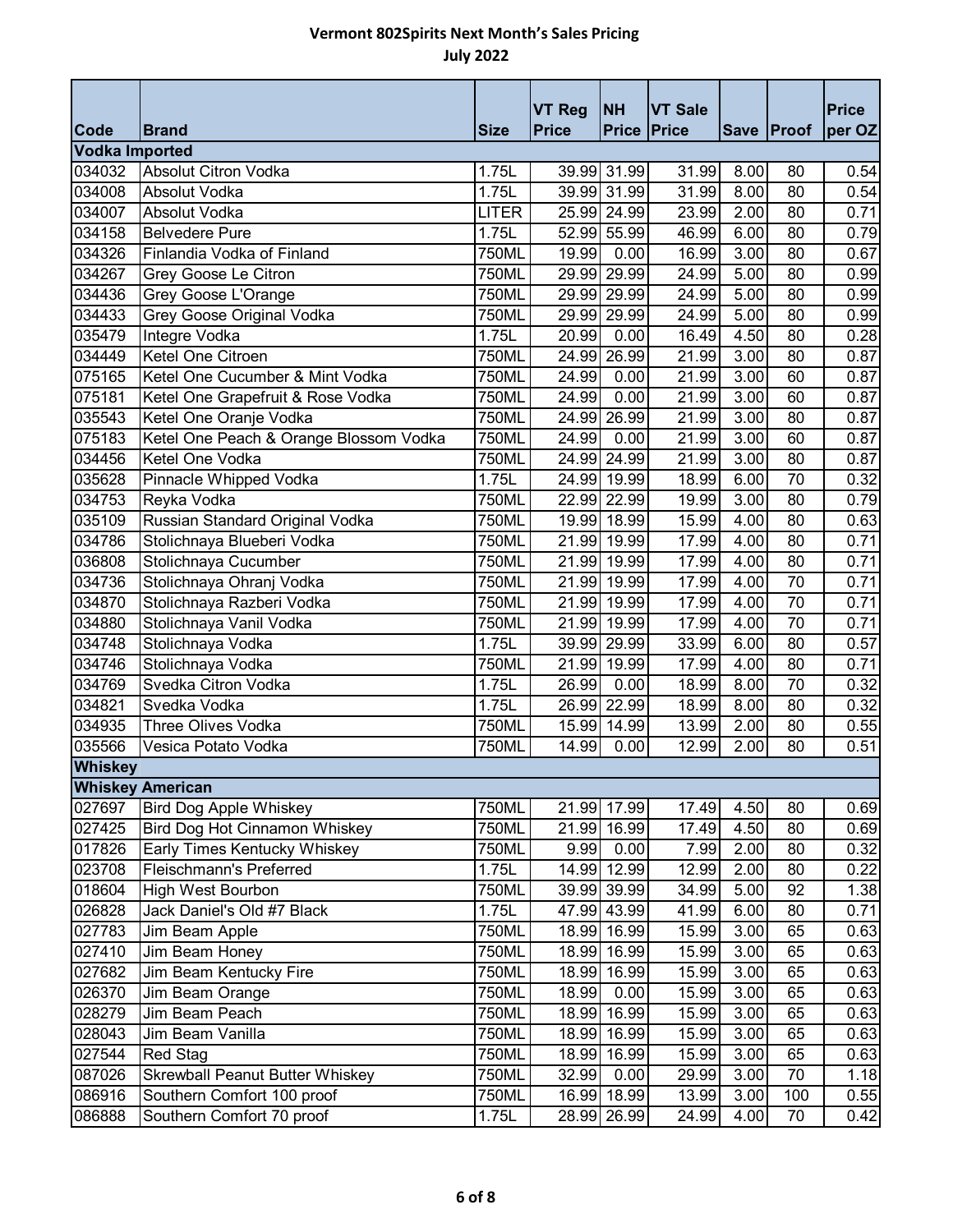# Vermont 802Spirits Next Month's Sales Pricing

## July 2022

| Code | Brand | Size | VT Reg Price | NH Price | VT Sale Price | Save | Proof | Price per OZ |
|---|---|---|---|---|---|---|---|---|
| **Vodka Imported** | | | | | | | | |
| 034032 | Absolut Citron Vodka | 1.75L | 39.99 | 31.99 | 31.99 | 8.00 | 80 | 0.54 |
| 034008 | Absolut Vodka | 1.75L | 39.99 | 31.99 | 31.99 | 8.00 | 80 | 0.54 |
| 034007 | Absolut Vodka | LITER | 25.99 | 24.99 | 23.99 | 2.00 | 80 | 0.71 |
| 034158 | Belvedere Pure | 1.75L | 52.99 | 55.99 | 46.99 | 6.00 | 80 | 0.79 |
| 034326 | Finlandia Vodka of Finland | 750ML | 19.99 | 0.00 | 16.99 | 3.00 | 80 | 0.67 |
| 034267 | Grey Goose Le Citron | 750ML | 29.99 | 29.99 | 24.99 | 5.00 | 80 | 0.99 |
| 034436 | Grey Goose L'Orange | 750ML | 29.99 | 29.99 | 24.99 | 5.00 | 80 | 0.99 |
| 034433 | Grey Goose Original Vodka | 750ML | 29.99 | 29.99 | 24.99 | 5.00 | 80 | 0.99 |
| 035479 | Integre Vodka | 1.75L | 20.99 | 0.00 | 16.49 | 4.50 | 80 | 0.28 |
| 034449 | Ketel One Citroen | 750ML | 24.99 | 26.99 | 21.99 | 3.00 | 80 | 0.87 |
| 075165 | Ketel One Cucumber & Mint Vodka | 750ML | 24.99 | 0.00 | 21.99 | 3.00 | 60 | 0.87 |
| 075181 | Ketel One Grapefruit & Rose Vodka | 750ML | 24.99 | 0.00 | 21.99 | 3.00 | 60 | 0.87 |
| 035543 | Ketel One Oranje Vodka | 750ML | 24.99 | 26.99 | 21.99 | 3.00 | 80 | 0.87 |
| 075183 | Ketel One Peach & Orange Blossom Vodka | 750ML | 24.99 | 0.00 | 21.99 | 3.00 | 60 | 0.87 |
| 034456 | Ketel One Vodka | 750ML | 24.99 | 24.99 | 21.99 | 3.00 | 80 | 0.87 |
| 035628 | Pinnacle Whipped Vodka | 1.75L | 24.99 | 19.99 | 18.99 | 6.00 | 70 | 0.32 |
| 034753 | Reyka Vodka | 750ML | 22.99 | 22.99 | 19.99 | 3.00 | 80 | 0.79 |
| 035109 | Russian Standard Original Vodka | 750ML | 19.99 | 18.99 | 15.99 | 4.00 | 80 | 0.63 |
| 034786 | Stolichnaya Blueberi Vodka | 750ML | 21.99 | 19.99 | 17.99 | 4.00 | 80 | 0.71 |
| 036808 | Stolichnaya Cucumber | 750ML | 21.99 | 19.99 | 17.99 | 4.00 | 80 | 0.71 |
| 034736 | Stolichnaya Ohranj Vodka | 750ML | 21.99 | 19.99 | 17.99 | 4.00 | 70 | 0.71 |
| 034870 | Stolichnaya Razberi Vodka | 750ML | 21.99 | 19.99 | 17.99 | 4.00 | 70 | 0.71 |
| 034880 | Stolichnaya Vanil Vodka | 750ML | 21.99 | 19.99 | 17.99 | 4.00 | 70 | 0.71 |
| 034748 | Stolichnaya Vodka | 1.75L | 39.99 | 29.99 | 33.99 | 6.00 | 80 | 0.57 |
| 034746 | Stolichnaya Vodka | 750ML | 21.99 | 19.99 | 17.99 | 4.00 | 80 | 0.71 |
| 034769 | Svedka Citron Vodka | 1.75L | 26.99 | 0.00 | 18.99 | 8.00 | 70 | 0.32 |
| 034821 | Svedka Vodka | 1.75L | 26.99 | 22.99 | 18.99 | 8.00 | 80 | 0.32 |
| 034935 | Three Olives Vodka | 750ML | 15.99 | 14.99 | 13.99 | 2.00 | 80 | 0.55 |
| 035566 | Vesica Potato Vodka | 750ML | 14.99 | 0.00 | 12.99 | 2.00 | 80 | 0.51 |
| **Whiskey** | | | | | | | | |
| **Whiskey American** | | | | | | | | |
| 027697 | Bird Dog Apple Whiskey | 750ML | 21.99 | 17.99 | 17.49 | 4.50 | 80 | 0.69 |
| 027425 | Bird Dog Hot Cinnamon Whiskey | 750ML | 21.99 | 16.99 | 17.49 | 4.50 | 80 | 0.69 |
| 017826 | Early Times Kentucky Whiskey | 750ML | 9.99 | 0.00 | 7.99 | 2.00 | 80 | 0.32 |
| 023708 | Fleischmann's Preferred | 1.75L | 14.99 | 12.99 | 12.99 | 2.00 | 80 | 0.22 |
| 018604 | High West Bourbon | 750ML | 39.99 | 39.99 | 34.99 | 5.00 | 92 | 1.38 |
| 026828 | Jack Daniel's Old #7 Black | 1.75L | 47.99 | 43.99 | 41.99 | 6.00 | 80 | 0.71 |
| 027783 | Jim Beam Apple | 750ML | 18.99 | 16.99 | 15.99 | 3.00 | 65 | 0.63 |
| 027410 | Jim Beam Honey | 750ML | 18.99 | 16.99 | 15.99 | 3.00 | 65 | 0.63 |
| 027682 | Jim Beam Kentucky Fire | 750ML | 18.99 | 16.99 | 15.99 | 3.00 | 65 | 0.63 |
| 026370 | Jim Beam Orange | 750ML | 18.99 | 0.00 | 15.99 | 3.00 | 65 | 0.63 |
| 028279 | Jim Beam Peach | 750ML | 18.99 | 16.99 | 15.99 | 3.00 | 65 | 0.63 |
| 028043 | Jim Beam Vanilla | 750ML | 18.99 | 16.99 | 15.99 | 3.00 | 65 | 0.63 |
| 027544 | Red Stag | 750ML | 18.99 | 16.99 | 15.99 | 3.00 | 65 | 0.63 |
| 087026 | Skrewball Peanut Butter Whiskey | 750ML | 32.99 | 0.00 | 29.99 | 3.00 | 70 | 1.18 |
| 086916 | Southern Comfort 100 proof | 750ML | 16.99 | 18.99 | 13.99 | 3.00 | 100 | 0.55 |
| 086888 | Southern Comfort 70 proof | 1.75L | 28.99 | 26.99 | 24.99 | 4.00 | 70 | 0.42 |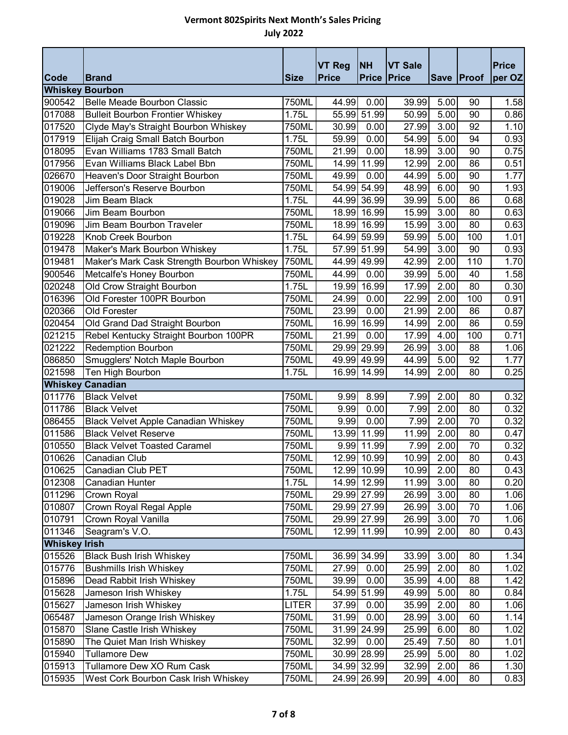# Vermont 802Spirits Next Month's Sales Pricing

## July 2022

| Code | Brand | Size | VT Reg Price | NH Price | VT Sale Price | Save | Proof | Price per OZ |
|---|---|---|---|---|---|---|---|---|
| **Whiskey Bourbon** | | | | | | | | |
| 900542 | Belle Meade Bourbon Classic | 750ML | 44.99 | 0.00 | 39.99 | 5.00 | 90 | 1.58 |
| 017088 | Bulleit Bourbon Frontier Whiskey | 1.75L | 55.99 | 51.99 | 50.99 | 5.00 | 90 | 0.86 |
| 017520 | Clyde May's Straight Bourbon Whiskey | 750ML | 30.99 | 0.00 | 27.99 | 3.00 | 92 | 1.10 |
| 017919 | Elijah Craig Small Batch Bourbon | 1.75L | 59.99 | 0.00 | 54.99 | 5.00 | 94 | 0.93 |
| 018095 | Evan Williams 1783 Small Batch | 750ML | 21.99 | 0.00 | 18.99 | 3.00 | 90 | 0.75 |
| 017956 | Evan Williams Black Label Bbn | 750ML | 14.99 | 11.99 | 12.99 | 2.00 | 86 | 0.51 |
| 026670 | Heaven's Door Straight Bourbon | 750ML | 49.99 | 0.00 | 44.99 | 5.00 | 90 | 1.77 |
| 019006 | Jefferson's Reserve Bourbon | 750ML | 54.99 | 54.99 | 48.99 | 6.00 | 90 | 1.93 |
| 019028 | Jim Beam Black | 1.75L | 44.99 | 36.99 | 39.99 | 5.00 | 86 | 0.68 |
| 019066 | Jim Beam Bourbon | 750ML | 18.99 | 16.99 | 15.99 | 3.00 | 80 | 0.63 |
| 019096 | Jim Beam Bourbon Traveler | 750ML | 18.99 | 16.99 | 15.99 | 3.00 | 80 | 0.63 |
| 019228 | Knob Creek Bourbon | 1.75L | 64.99 | 59.99 | 59.99 | 5.00 | 100 | 1.01 |
| 019478 | Maker's Mark Bourbon Whiskey | 1.75L | 57.99 | 51.99 | 54.99 | 3.00 | 90 | 0.93 |
| 019481 | Maker's Mark Cask Strength Bourbon Whiskey | 750ML | 44.99 | 49.99 | 42.99 | 2.00 | 110 | 1.70 |
| 900546 | Metcalfe's Honey Bourbon | 750ML | 44.99 | 0.00 | 39.99 | 5.00 | 40 | 1.58 |
| 020248 | Old Crow Straight Bourbon | 1.75L | 19.99 | 16.99 | 17.99 | 2.00 | 80 | 0.30 |
| 016396 | Old Forester 100PR Bourbon | 750ML | 24.99 | 0.00 | 22.99 | 2.00 | 100 | 0.91 |
| 020366 | Old Forester | 750ML | 23.99 | 0.00 | 21.99 | 2.00 | 86 | 0.87 |
| 020454 | Old Grand Dad Straight Bourbon | 750ML | 16.99 | 16.99 | 14.99 | 2.00 | 86 | 0.59 |
| 021215 | Rebel Kentucky Straight Bourbon 100PR | 750ML | 21.99 | 0.00 | 17.99 | 4.00 | 100 | 0.71 |
| 021222 | Redemption Bourbon | 750ML | 29.99 | 29.99 | 26.99 | 3.00 | 88 | 1.06 |
| 086850 | Smugglers' Notch Maple Bourbon | 750ML | 49.99 | 49.99 | 44.99 | 5.00 | 92 | 1.77 |
| 021598 | Ten High Bourbon | 1.75L | 16.99 | 14.99 | 14.99 | 2.00 | 80 | 0.25 |
| **Whiskey Canadian** | | | | | | | | |
| 011776 | Black Velvet | 750ML | 9.99 | 8.99 | 7.99 | 2.00 | 80 | 0.32 |
| 011786 | Black Velvet | 750ML | 9.99 | 0.00 | 7.99 | 2.00 | 80 | 0.32 |
| 086455 | Black Velvet Apple Canadian Whiskey | 750ML | 9.99 | 0.00 | 7.99 | 2.00 | 70 | 0.32 |
| 011586 | Black Velvet Reserve | 750ML | 13.99 | 11.99 | 11.99 | 2.00 | 80 | 0.47 |
| 010550 | Black Velvet Toasted Caramel | 750ML | 9.99 | 11.99 | 7.99 | 2.00 | 70 | 0.32 |
| 010626 | Canadian Club | 750ML | 12.99 | 10.99 | 10.99 | 2.00 | 80 | 0.43 |
| 010625 | Canadian Club PET | 750ML | 12.99 | 10.99 | 10.99 | 2.00 | 80 | 0.43 |
| 012308 | Canadian Hunter | 1.75L | 14.99 | 12.99 | 11.99 | 3.00 | 80 | 0.20 |
| 011296 | Crown Royal | 750ML | 29.99 | 27.99 | 26.99 | 3.00 | 80 | 1.06 |
| 010807 | Crown Royal Regal Apple | 750ML | 29.99 | 27.99 | 26.99 | 3.00 | 70 | 1.06 |
| 010791 | Crown Royal Vanilla | 750ML | 29.99 | 27.99 | 26.99 | 3.00 | 70 | 1.06 |
| 011346 | Seagram's V.O. | 750ML | 12.99 | 11.99 | 10.99 | 2.00 | 80 | 0.43 |
| **Whiskey Irish** | | | | | | | | |
| 015526 | Black Bush Irish Whiskey | 750ML | 36.99 | 34.99 | 33.99 | 3.00 | 80 | 1.34 |
| 015776 | Bushmills Irish Whiskey | 750ML | 27.99 | 0.00 | 25.99 | 2.00 | 80 | 1.02 |
| 015896 | Dead Rabbit Irish Whiskey | 750ML | 39.99 | 0.00 | 35.99 | 4.00 | 88 | 1.42 |
| 015628 | Jameson Irish Whiskey | 1.75L | 54.99 | 51.99 | 49.99 | 5.00 | 80 | 0.84 |
| 015627 | Jameson Irish Whiskey | LITER | 37.99 | 0.00 | 35.99 | 2.00 | 80 | 1.06 |
| 065487 | Jameson Orange Irish Whiskey | 750ML | 31.99 | 0.00 | 28.99 | 3.00 | 60 | 1.14 |
| 015870 | Slane Castle Irish Whiskey | 750ML | 31.99 | 24.99 | 25.99 | 6.00 | 80 | 1.02 |
| 015890 | The Quiet Man Irish Whiskey | 750ML | 32.99 | 0.00 | 25.49 | 7.50 | 80 | 1.01 |
| 015940 | Tullamore Dew | 750ML | 30.99 | 28.99 | 25.99 | 5.00 | 80 | 1.02 |
| 015913 | Tullamore Dew XO Rum Cask | 750ML | 34.99 | 32.99 | 32.99 | 2.00 | 86 | 1.30 |
| 015935 | West Cork Bourbon Cask Irish Whiskey | 750ML | 24.99 | 26.99 | 20.99 | 4.00 | 80 | 0.83 |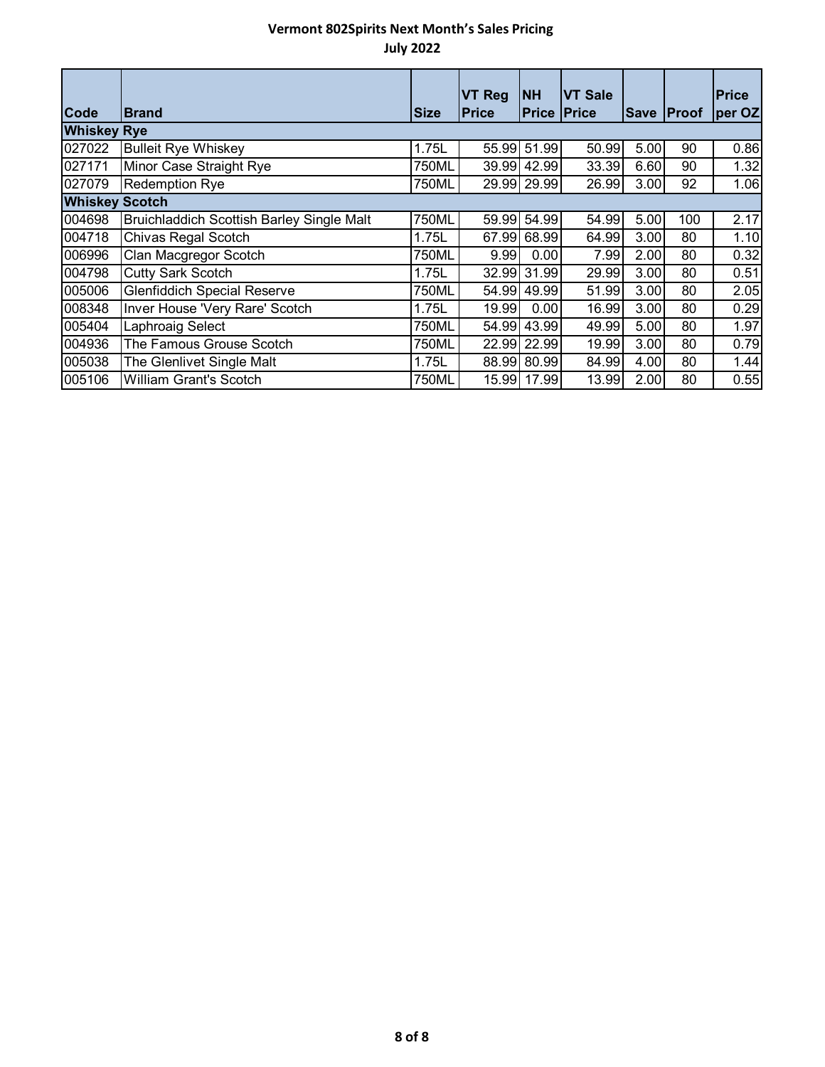**Vermont 802Spirits Next Month's Sales Pricing**
**July 2022**

| Code | Brand | Size | VT Reg Price | NH Price | VT Sale Price | Save | Proof | Price per OZ |
|---|---|---|---|---|---|---|---|---|
| **Whiskey Rye** | | | | | | | | |
| 027022 | Bulleit Rye Whiskey | 1.75L | 55.99 | 51.99 | 50.99 | 5.00 | 90 | 0.86 |
| 027171 | Minor Case Straight Rye | 750ML | 39.99 | 42.99 | 33.39 | 6.60 | 90 | 1.32 |
| 027079 | Redemption Rye | 750ML | 29.99 | 29.99 | 26.99 | 3.00 | 92 | 1.06 |
| **Whiskey Scotch** | | | | | | | | |
| 004698 | Bruichladdich Scottish Barley Single Malt | 750ML | 59.99 | 54.99 | 54.99 | 5.00 | 100 | 2.17 |
| 004718 | Chivas Regal Scotch | 1.75L | 67.99 | 68.99 | 64.99 | 3.00 | 80 | 1.10 |
| 006996 | Clan Macgregor Scotch | 750ML | 9.99 | 0.00 | 7.99 | 2.00 | 80 | 0.32 |
| 004798 | Cutty Sark Scotch | 1.75L | 32.99 | 31.99 | 29.99 | 3.00 | 80 | 0.51 |
| 005006 | Glenfiddich Special Reserve | 750ML | 54.99 | 49.99 | 51.99 | 3.00 | 80 | 2.05 |
| 008348 | Inver House 'Very Rare' Scotch | 1.75L | 19.99 | 0.00 | 16.99 | 3.00 | 80 | 0.29 |
| 005404 | Laphroaig Select | 750ML | 54.99 | 43.99 | 49.99 | 5.00 | 80 | 1.97 |
| 004936 | The Famous Grouse Scotch | 750ML | 22.99 | 22.99 | 19.99 | 3.00 | 80 | 0.79 |
| 005038 | The Glenlivet Single Malt | 1.75L | 88.99 | 80.99 | 84.99 | 4.00 | 80 | 1.44 |
| 005106 | William Grant's Scotch | 750ML | 15.99 | 17.99 | 13.99 | 2.00 | 80 | 0.55 |